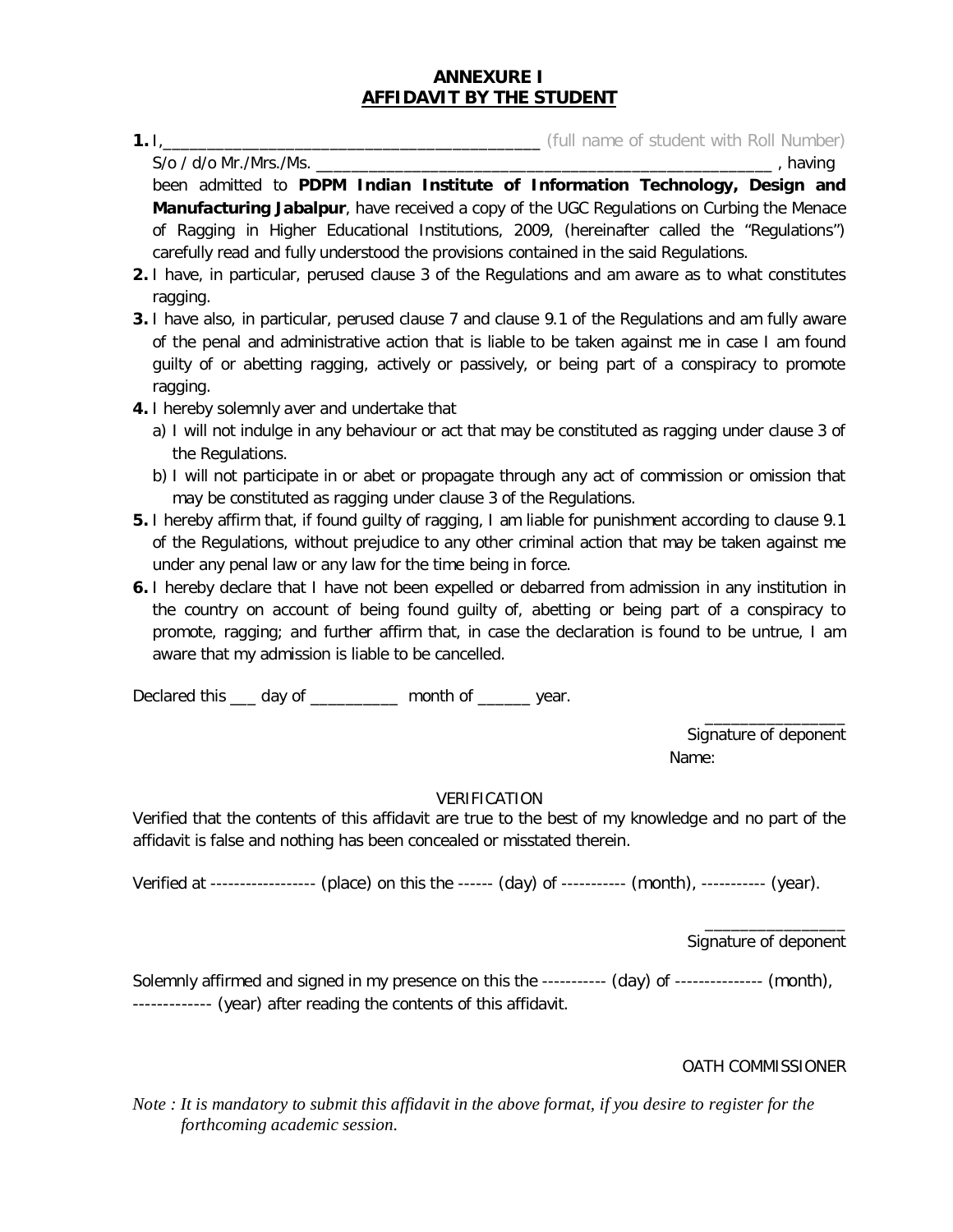# ANNEXURE I
## AFFIDAVIT BY THE STUDENT

1. I,___________________________________________ (full name of student with Roll Number) S/o / d/o Mr./Mrs./Ms. ______________________________________________________ , having been admitted to **PDPM Indian Institute of Information Technology, Design and Manufacturing Jabalpur**, have received a copy of the UGC Regulations on Curbing the Menace of Ragging in Higher Educational Institutions, 2009, (hereinafter called the "Regulations") carefully read and fully understood the provisions contained in the said Regulations.
2. I have, in particular, perused clause 3 of the Regulations and am aware as to what constitutes ragging.
3. I have also, in particular, perused clause 7 and clause 9.1 of the Regulations and am fully aware of the penal and administrative action that is liable to be taken against me in case I am found guilty of or abetting ragging, actively or passively, or being part of a conspiracy to promote ragging.
4. I hereby solemnly aver and undertake that
   a) I will not indulge in any behaviour or act that may be constituted as ragging under clause 3 of the Regulations.
   b) I will not participate in or abet or propagate through any act of commission or omission that may be constituted as ragging under clause 3 of the Regulations.
5. I hereby affirm that, if found guilty of ragging, I am liable for punishment according to clause 9.1 of the Regulations, without prejudice to any other criminal action that may be taken against me under any penal law or any law for the time being in force.
6. I hereby declare that I have not been expelled or debarred from admission in any institution in the country on account of being found guilty of, abetting or being part of a conspiracy to promote, ragging; and further affirm that, in case the declaration is found to be untrue, I am aware that my admission is liable to be cancelled.

Declared this ___ day of __________ month of ______ year.

________________
Signature of deponent
Name:

VERIFICATION

Verified that the contents of this affidavit are true to the best of my knowledge and no part of the affidavit is false and nothing has been concealed or misstated therein.

Verified at ------------------ (place) on this the ------ (day) of ----------- (month), ----------- (year).

________________
Signature of deponent

Solemnly affirmed and signed in my presence on this the ----------- (day) of --------------- (month), ------------- (year) after reading the contents of this affidavit.

OATH COMMISSIONER

*Note : It is mandatory to submit this affidavit in the above format, if you desire to register for the forthcoming academic session.*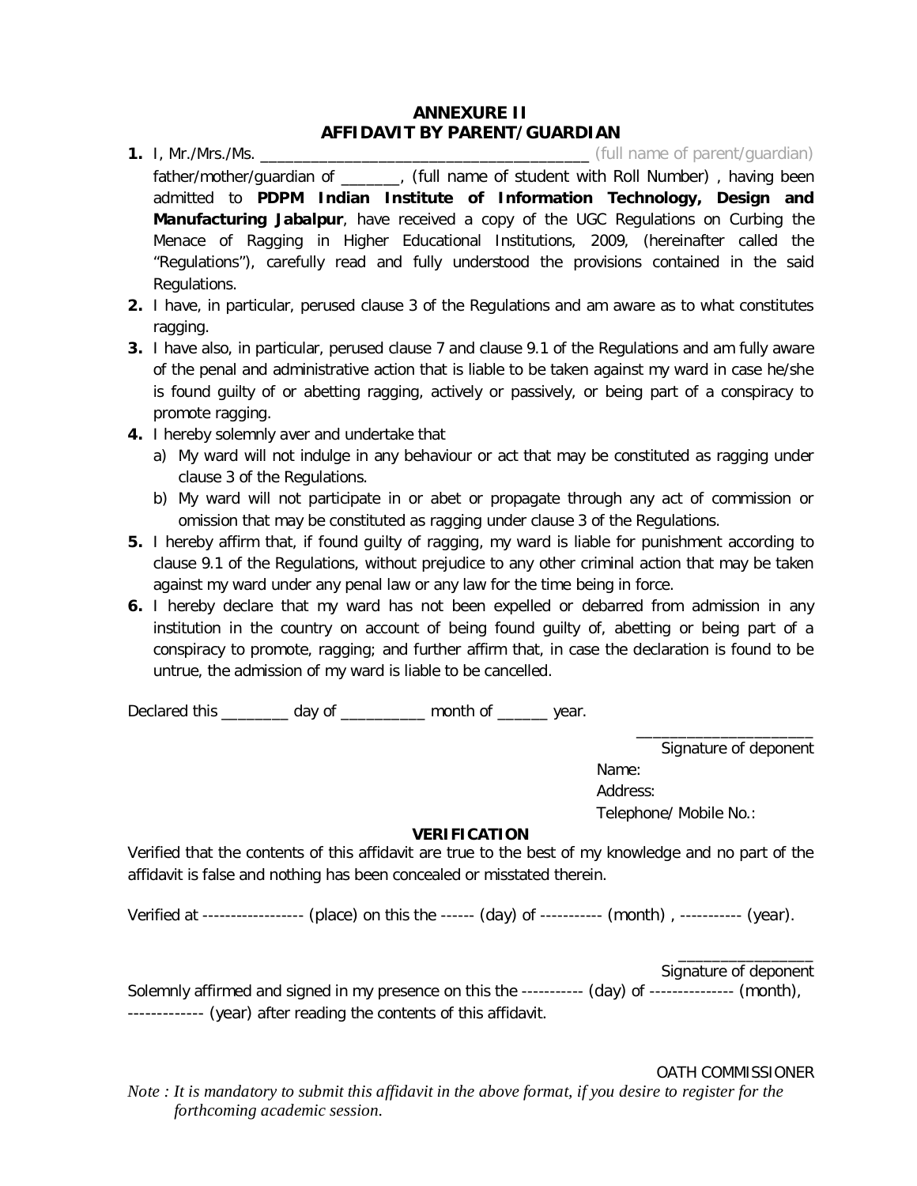# ANNEXURE II
## AFFIDAVIT BY PARENT/GUARDIAN

1. I, Mr./Mrs./Ms. ________________________________________ (full name of parent/guardian) father/mother/guardian of _______, (full name of student with Roll Number) , having been admitted to **PDPM Indian Institute of Information Technology, Design and Manufacturing Jabalpur**, have received a copy of the UGC Regulations on Curbing the Menace of Ragging in Higher Educational Institutions, 2009, (hereinafter called the "Regulations"), carefully read and fully understood the provisions contained in the said Regulations.
2. I have, in particular, perused clause 3 of the Regulations and am aware as to what constitutes ragging.
3. I have also, in particular, perused clause 7 and clause 9.1 of the Regulations and am fully aware of the penal and administrative action that is liable to be taken against my ward in case he/she is found guilty of or abetting ragging, actively or passively, or being part of a conspiracy to promote ragging.
4. I hereby solemnly aver and undertake that
   a) My ward will not indulge in any behaviour or act that may be constituted as ragging under clause 3 of the Regulations.
   b) My ward will not participate in or abet or propagate through any act of commission or omission that may be constituted as ragging under clause 3 of the Regulations.
5. I hereby affirm that, if found guilty of ragging, my ward is liable for punishment according to clause 9.1 of the Regulations, without prejudice to any other criminal action that may be taken against my ward under any penal law or any law for the time being in force.
6. I hereby declare that my ward has not been expelled or debarred from admission in any institution in the country on account of being found guilty of, abetting or being part of a conspiracy to promote, ragging; and further affirm that, in case the declaration is found to be untrue, the admission of my ward is liable to be cancelled.

Declared this ________ day of __________ month of ______ year.

_____________________
Signature of deponent

Name:

Address:

Telephone/ Mobile No.:

### VERIFICATION

Verified that the contents of this affidavit are true to the best of my knowledge and no part of the affidavit is false and nothing has been concealed or misstated therein.

Verified at ------------------ (place) on this the ------ (day) of ----------- (month) , ----------- (year).

________________
Signature of deponent

Solemnly affirmed and signed in my presence on this the ----------- (day) of --------------- (month), ------------- (year) after reading the contents of this affidavit.

OATH COMMISSIONER

*Note : It is mandatory to submit this affidavit in the above format, if you desire to register for the forthcoming academic session.*